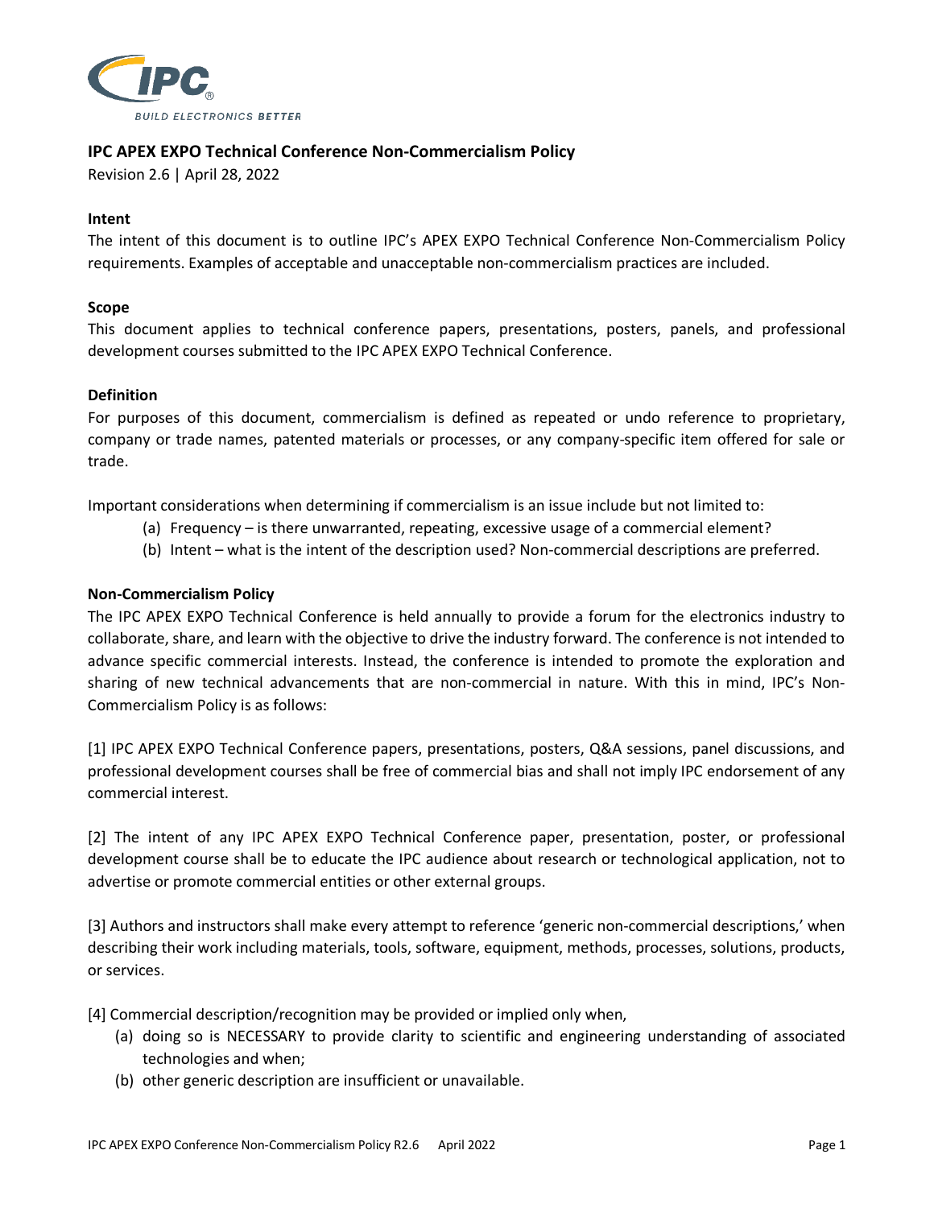## IPC APEX EXPO Technical Conference Non-Commercialism Policy

Revision 2.6 | April 28, 2022

### Intent

The intent of this document is to outline IPC's APEX EXPO Technical Conference Non-Commercialism Policy requirements. Examples of acceptable and unacceptable non-commercialism practices are included.

### Scope

This document applies to technical conference papers, presentations, posters, panels, and professional development courses submitted to the IPC APEX EXPO Technical Conference.

### Definition

For purposes of this document, commercialism is defined as repeated or undo reference to proprietary, company or trade names, patented materials or processes, or any company-specific item offered for sale or trade.

Important considerations when determining if commercialism is an issue include but not limited to:

(a) Frequency – is there unwarranted, repeating, excessive usage of a commercial element?

(b) Intent – what is the intent of the description used? Non-commercial descriptions are preferred.

### Non-Commercialism Policy

The IPC APEX EXPO Technical Conference is held annually to provide a forum for the electronics industry to collaborate, share, and learn with the objective to drive the industry forward. The conference is not intended to advance specific commercial interests. Instead, the conference is intended to promote the exploration and sharing of new technical advancements that are non-commercial in nature. With this in mind, IPC's Non-Commercialism Policy is as follows:

[1] IPC APEX EXPO Technical Conference papers, presentations, posters, Q&A sessions, panel discussions, and professional development courses shall be free of commercial bias and shall not imply IPC endorsement of any commercial interest.

[2] The intent of any IPC APEX EXPO Technical Conference paper, presentation, poster, or professional development course shall be to educate the IPC audience about research or technological application, not to advertise or promote commercial entities or other external groups.

[3] Authors and instructors shall make every attempt to reference 'generic non-commercial descriptions,' when describing their work including materials, tools, software, equipment, methods, processes, solutions, products, or services.

[4] Commercial description/recognition may be provided or implied only when,

(a) doing so is NECESSARY to provide clarity to scientific and engineering understanding of associated technologies and when;

(b) other generic description are insufficient or unavailable.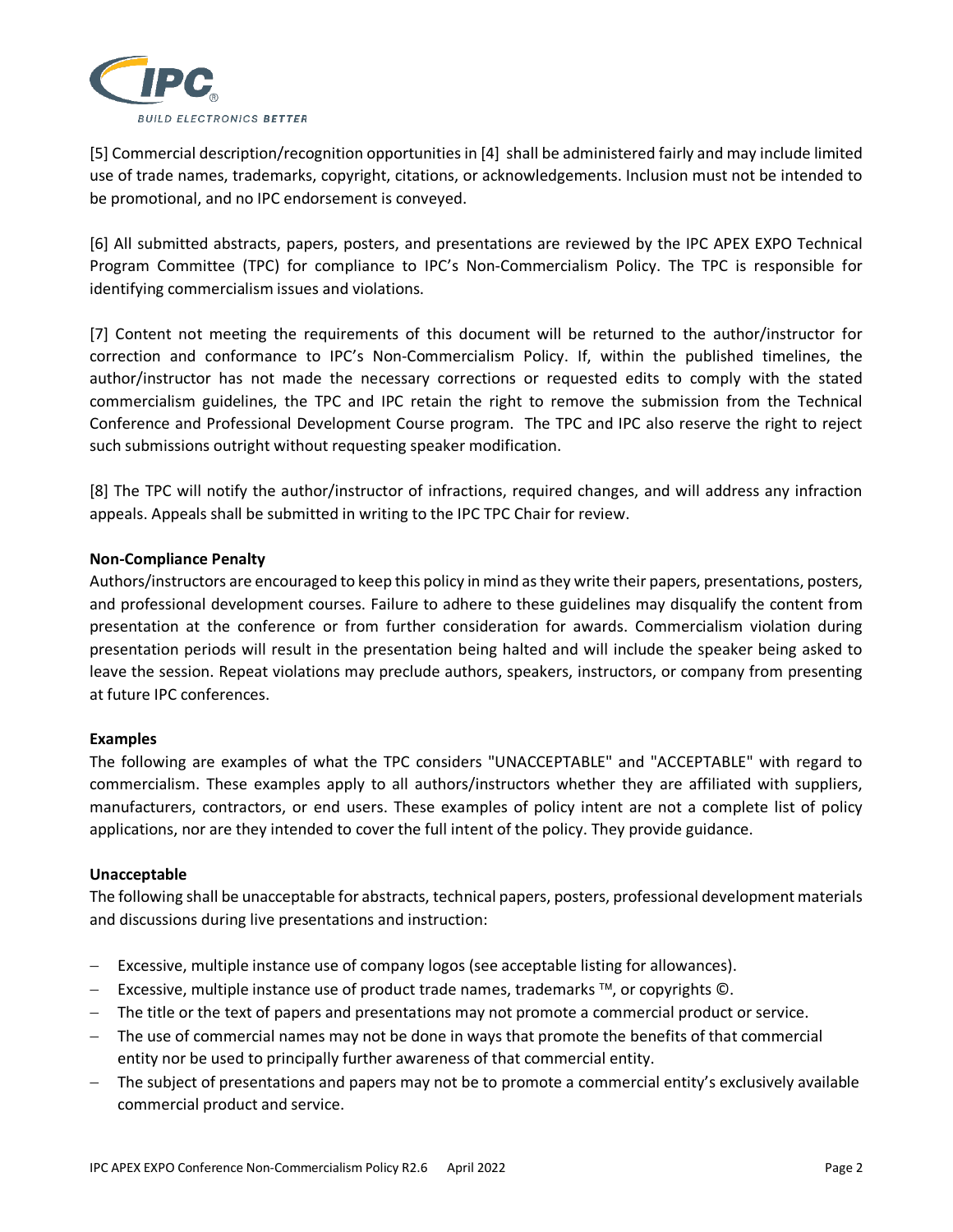[5] Commercial description/recognition opportunities in [4] shall be administered fairly and may include limited use of trade names, trademarks, copyright, citations, or acknowledgements. Inclusion must not be intended to be promotional, and no IPC endorsement is conveyed.

[6] All submitted abstracts, papers, posters, and presentations are reviewed by the IPC APEX EXPO Technical Program Committee (TPC) for compliance to IPC's Non-Commercialism Policy. The TPC is responsible for identifying commercialism issues and violations.

[7] Content not meeting the requirements of this document will be returned to the author/instructor for correction and conformance to IPC's Non-Commercialism Policy. If, within the published timelines, the author/instructor has not made the necessary corrections or requested edits to comply with the stated commercialism guidelines, the TPC and IPC retain the right to remove the submission from the Technical Conference and Professional Development Course program. The TPC and IPC also reserve the right to reject such submissions outright without requesting speaker modification.

[8] The TPC will notify the author/instructor of infractions, required changes, and will address any infraction appeals. Appeals shall be submitted in writing to the IPC TPC Chair for review.

**Non-Compliance Penalty**

Authors/instructors are encouraged to keep this policy in mind as they write their papers, presentations, posters, and professional development courses. Failure to adhere to these guidelines may disqualify the content from presentation at the conference or from further consideration for awards. Commercialism violation during presentation periods will result in the presentation being halted and will include the speaker being asked to leave the session. Repeat violations may preclude authors, speakers, instructors, or company from presenting at future IPC conferences.

**Examples**

The following are examples of what the TPC considers "UNACCEPTABLE" and "ACCEPTABLE" with regard to commercialism. These examples apply to all authors/instructors whether they are affiliated with suppliers, manufacturers, contractors, or end users. These examples of policy intent are not a complete list of policy applications, nor are they intended to cover the full intent of the policy. They provide guidance.

**Unacceptable**

The following shall be unacceptable for abstracts, technical papers, posters, professional development materials and discussions during live presentations and instruction:

- Excessive, multiple instance use of company logos (see acceptable listing for allowances).
- Excessive, multiple instance use of product trade names, trademarks ™, or copyrights ©.
- The title or the text of papers and presentations may not promote a commercial product or service.
- The use of commercial names may not be done in ways that promote the benefits of that commercial entity nor be used to principally further awareness of that commercial entity.
- The subject of presentations and papers may not be to promote a commercial entity's exclusively available commercial product and service.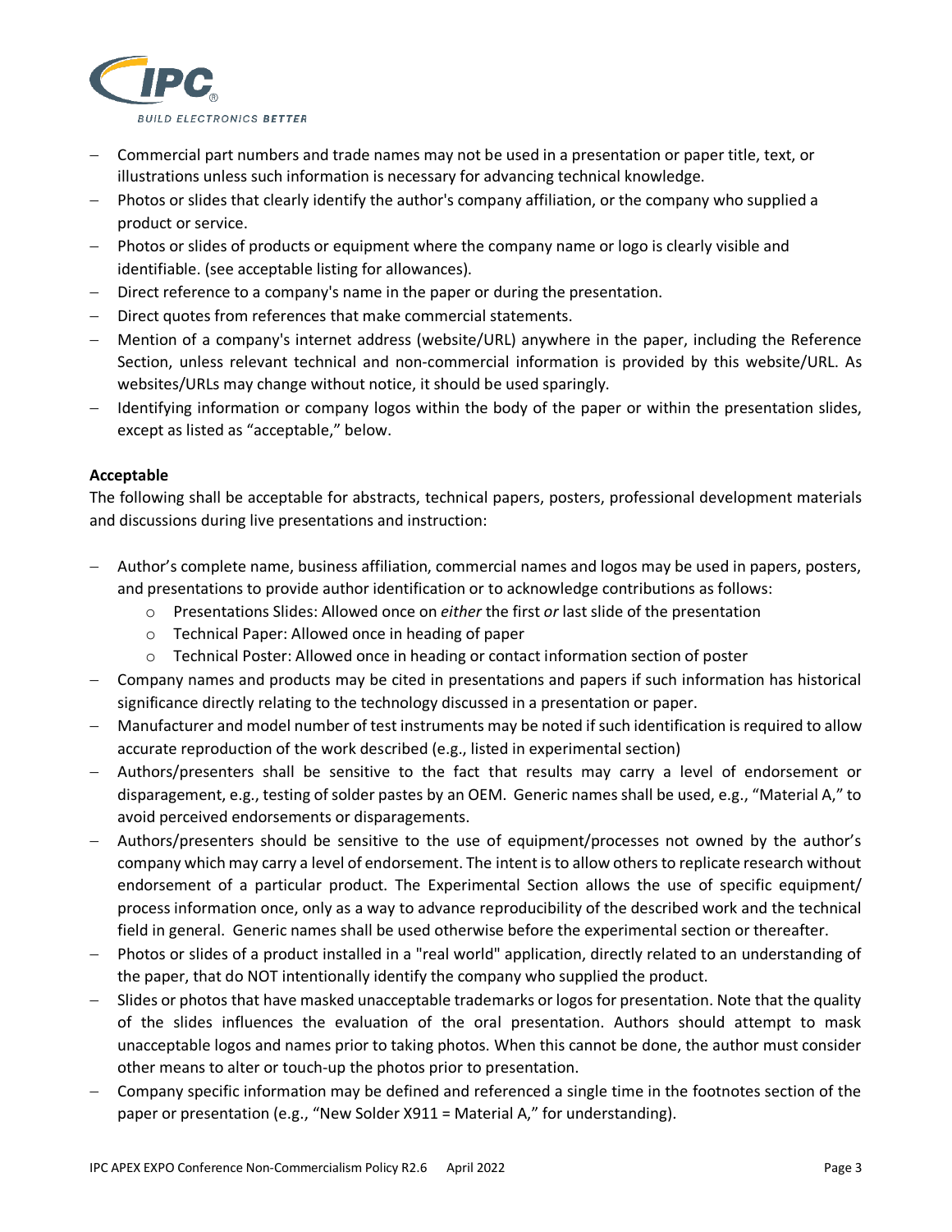- Commercial part numbers and trade names may not be used in a presentation or paper title, text, or illustrations unless such information is necessary for advancing technical knowledge.
- Photos or slides that clearly identify the author's company affiliation, or the company who supplied a product or service.
- Photos or slides of products or equipment where the company name or logo is clearly visible and identifiable. (see acceptable listing for allowances).
- Direct reference to a company's name in the paper or during the presentation.
- Direct quotes from references that make commercial statements.
- Mention of a company's internet address (website/URL) anywhere in the paper, including the Reference Section, unless relevant technical and non-commercial information is provided by this website/URL. As websites/URLs may change without notice, it should be used sparingly.
- Identifying information or company logos within the body of the paper or within the presentation slides, except as listed as "acceptable," below.

**Acceptable**

The following shall be acceptable for abstracts, technical papers, posters, professional development materials and discussions during live presentations and instruction:

- Author's complete name, business affiliation, commercial names and logos may be used in papers, posters, and presentations to provide author identification or to acknowledge contributions as follows:
  - Presentations Slides: Allowed once on *either* the first *or* last slide of the presentation
  - Technical Paper: Allowed once in heading of paper
  - Technical Poster: Allowed once in heading or contact information section of poster
- Company names and products may be cited in presentations and papers if such information has historical significance directly relating to the technology discussed in a presentation or paper.
- Manufacturer and model number of test instruments may be noted if such identification is required to allow accurate reproduction of the work described (e.g., listed in experimental section)
- Authors/presenters shall be sensitive to the fact that results may carry a level of endorsement or disparagement, e.g., testing of solder pastes by an OEM. Generic names shall be used, e.g., "Material A," to avoid perceived endorsements or disparagements.
- Authors/presenters should be sensitive to the use of equipment/processes not owned by the author's company which may carry a level of endorsement. The intent is to allow others to replicate research without endorsement of a particular product. The Experimental Section allows the use of specific equipment/ process information once, only as a way to advance reproducibility of the described work and the technical field in general. Generic names shall be used otherwise before the experimental section or thereafter.
- Photos or slides of a product installed in a "real world" application, directly related to an understanding of the paper, that do NOT intentionally identify the company who supplied the product.
- Slides or photos that have masked unacceptable trademarks or logos for presentation. Note that the quality of the slides influences the evaluation of the oral presentation. Authors should attempt to mask unacceptable logos and names prior to taking photos. When this cannot be done, the author must consider other means to alter or touch-up the photos prior to presentation.
- Company specific information may be defined and referenced a single time in the footnotes section of the paper or presentation (e.g., "New Solder X911 = Material A," for understanding).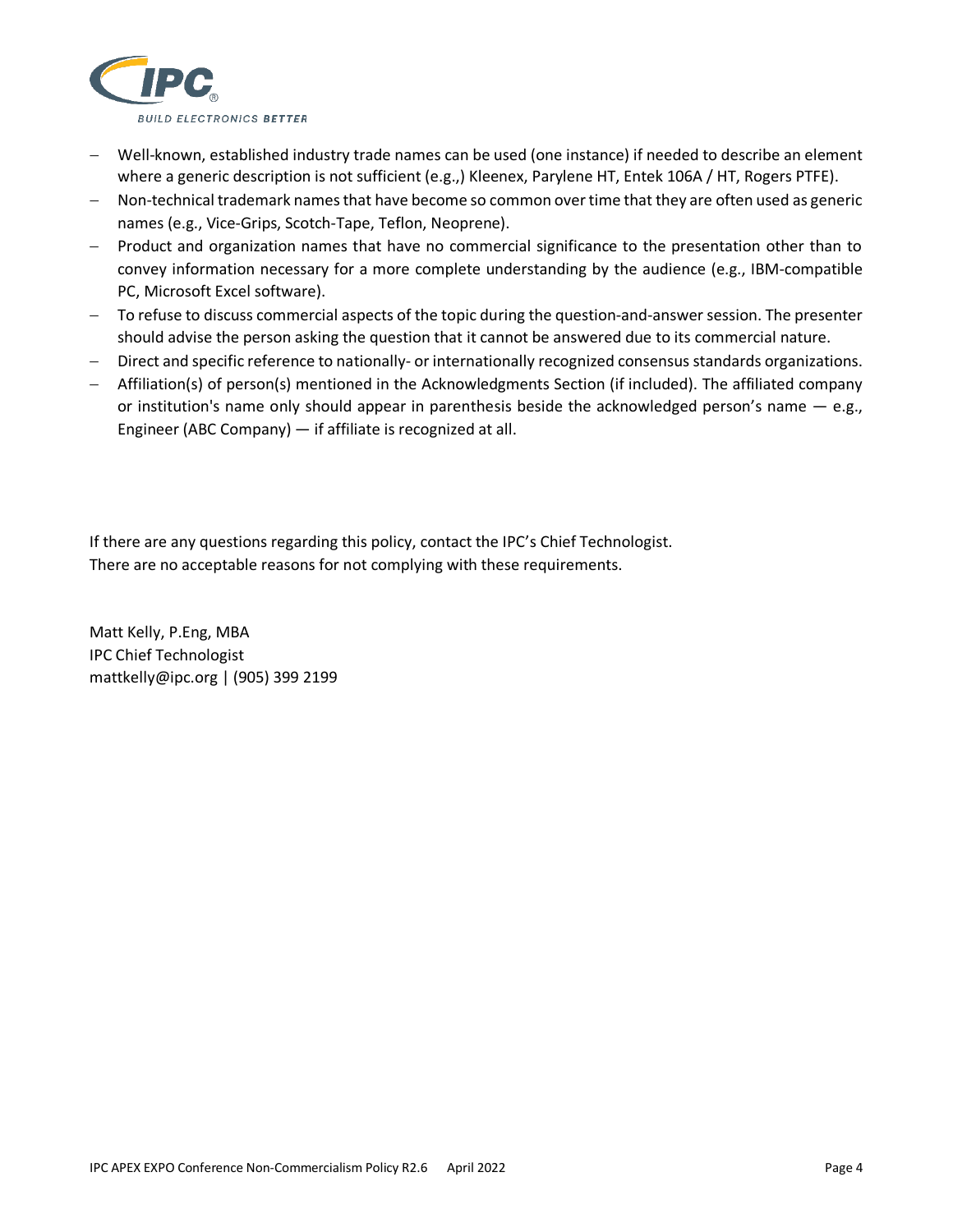- Well-known, established industry trade names can be used (one instance) if needed to describe an element where a generic description is not sufficient (e.g.,) Kleenex, Parylene HT, Entek 106A / HT, Rogers PTFE).
- Non-technical trademark names that have become so common over time that they are often used as generic names (e.g., Vice-Grips, Scotch-Tape, Teflon, Neoprene).
- Product and organization names that have no commercial significance to the presentation other than to convey information necessary for a more complete understanding by the audience (e.g., IBM-compatible PC, Microsoft Excel software).
- To refuse to discuss commercial aspects of the topic during the question-and-answer session. The presenter should advise the person asking the question that it cannot be answered due to its commercial nature.
- Direct and specific reference to nationally- or internationally recognized consensus standards organizations.
- Affiliation(s) of person(s) mentioned in the Acknowledgments Section (if included). The affiliated company or institution's name only should appear in parenthesis beside the acknowledged person's name — e.g., Engineer (ABC Company) — if affiliate is recognized at all.

If there are any questions regarding this policy, contact the IPC's Chief Technologist.
There are no acceptable reasons for not complying with these requirements.

Matt Kelly, P.Eng, MBA
IPC Chief Technologist
mattkelly@ipc.org | (905) 399 2199